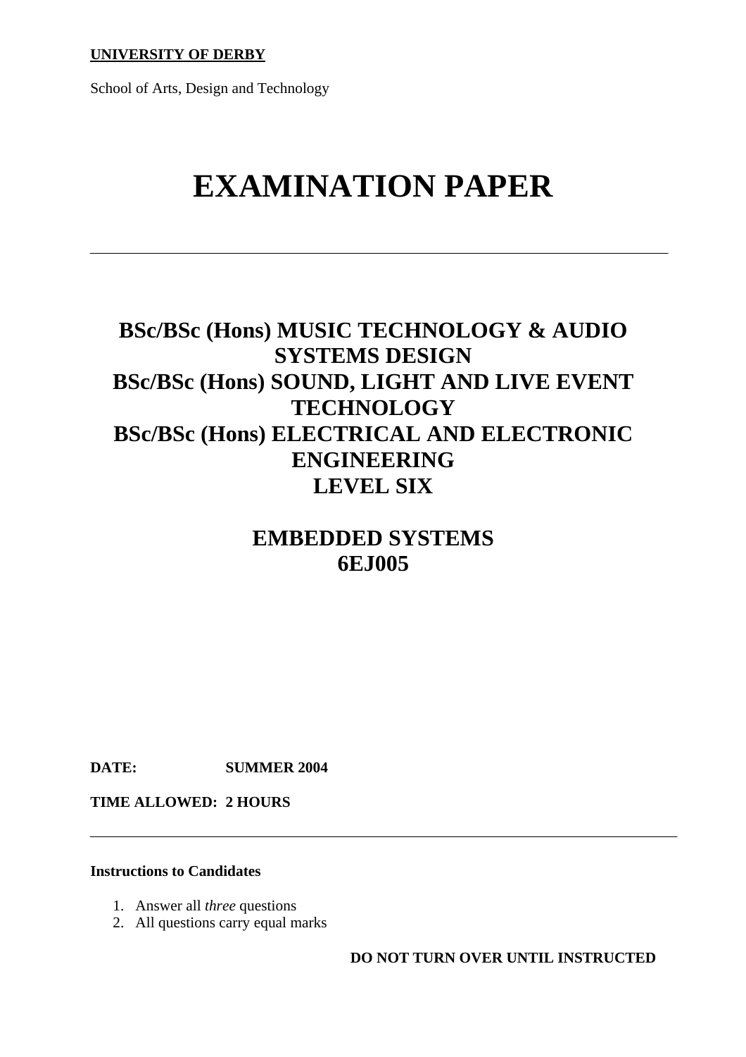**UNIVERSITY OF DERBY**

School of Arts, Design and Technology

# EXAMINATION PAPER

---

## BSc/BSc (Hons) MUSIC TECHNOLOGY & AUDIO SYSTEMS DESIGN
## BSc/BSc (Hons) SOUND, LIGHT AND LIVE EVENT TECHNOLOGY
## BSc/BSc (Hons) ELECTRICAL AND ELECTRONIC ENGINEERING
## LEVEL SIX

## EMBEDDED SYSTEMS
## 6EJ005

**DATE:** **SUMMER 2004**

**TIME ALLOWED: 2 HOURS**

---

**Instructions to Candidates**

1. Answer all *three* questions
2. All questions carry equal marks

**DO NOT TURN OVER UNTIL INSTRUCTED**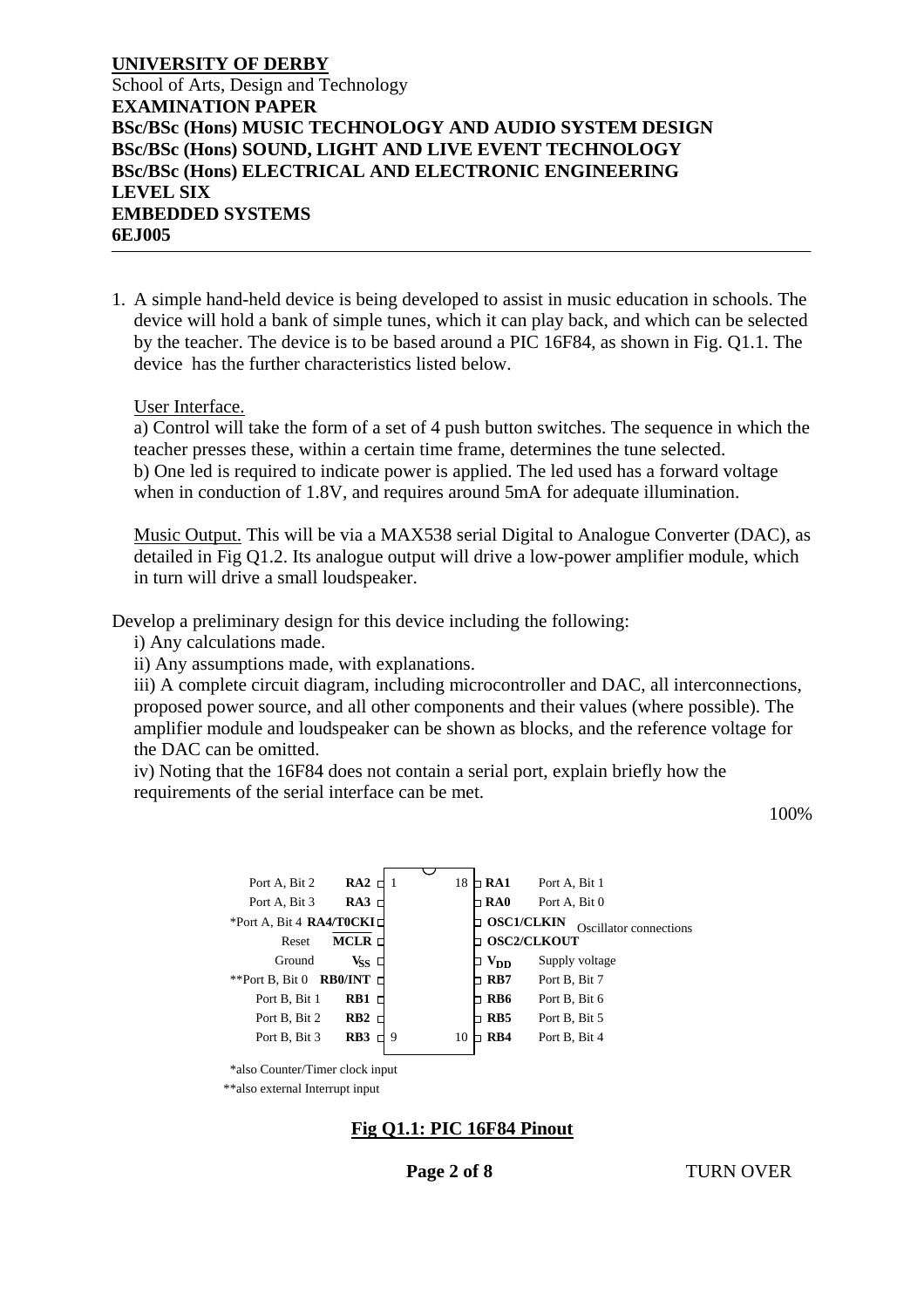**UNIVERSITY OF DERBY**
School of Arts, Design and Technology
**EXAMINATION PAPER**
**BSc/BSc (Hons) MUSIC TECHNOLOGY AND AUDIO SYSTEM DESIGN**
**BSc/BSc (Hons) SOUND, LIGHT AND LIVE EVENT TECHNOLOGY**
**BSc/BSc (Hons) ELECTRICAL AND ELECTRONIC ENGINEERING**
**LEVEL SIX**
**EMBEDDED SYSTEMS**
**6EJ005**

---

1. A simple hand-held device is being developed to assist in music education in schools. The device will hold a bank of simple tunes, which it can play back, and which can be selected by the teacher. The device is to be based around a PIC 16F84, as shown in Fig. Q1.1. The device has the further characteristics listed below.

   User Interface.
   a) Control will take the form of a set of 4 push button switches. The sequence in which the teacher presses these, within a certain time frame, determines the tune selected.
   b) One led is required to indicate power is applied. The led used has a forward voltage when in conduction of 1.8V, and requires around 5mA for adequate illumination.

   Music Output. This will be via a MAX538 serial Digital to Analogue Converter (DAC), as detailed in Fig Q1.2. Its analogue output will drive a low-power amplifier module, which in turn will drive a small loudspeaker.

Develop a preliminary design for this device including the following:

i) Any calculations made.
ii) Any assumptions made, with explanations.
iii) A complete circuit diagram, including microcontroller and DAC, all interconnections, proposed power source, and all other components and their values (where possible). The amplifier module and loudspeaker can be shown as blocks, and the reference voltage for the DAC can be omitted.
iv) Noting that the 16F84 does not contain a serial port, explain briefly how the requirements of the serial interface can be met.

100%

| Function | Pin name | Pin | Pin | Pin name | Function |
|---|---|---|---|---|---|
| Port A, Bit 2 | **RA2** | 1 | 18 | **RA1** | Port A, Bit 1 |
| Port A, Bit 3 | **RA3** | 2 | 17 | **RA0** | Port A, Bit 0 |
| *Port A, Bit 4 | **RA4/T0CKI** | 3 | 16 | **OSC1/CLKIN** | Oscillator connections |
| Reset | **$\overline{\text{MCLR}}$** | 4 | 15 | **OSC2/CLKOUT** | Oscillator connections |
| Ground | **$V_{SS}$** | 5 | 14 | **$V_{DD}$** | Supply voltage |
| **Port B, Bit 0 | **RB0/INT** | 6 | 13 | **RB7** | Port B, Bit 7 |
| Port B, Bit 1 | **RB1** | 7 | 12 | **RB6** | Port B, Bit 6 |
| Port B, Bit 2 | **RB2** | 8 | 11 | **RB5** | Port B, Bit 5 |
| Port B, Bit 3 | **RB3** | 9 | 10 | **RB4** | Port B, Bit 4 |

*also Counter/Timer clock input
**also external Interrupt input

**Fig Q1.1: PIC 16F84 Pinout**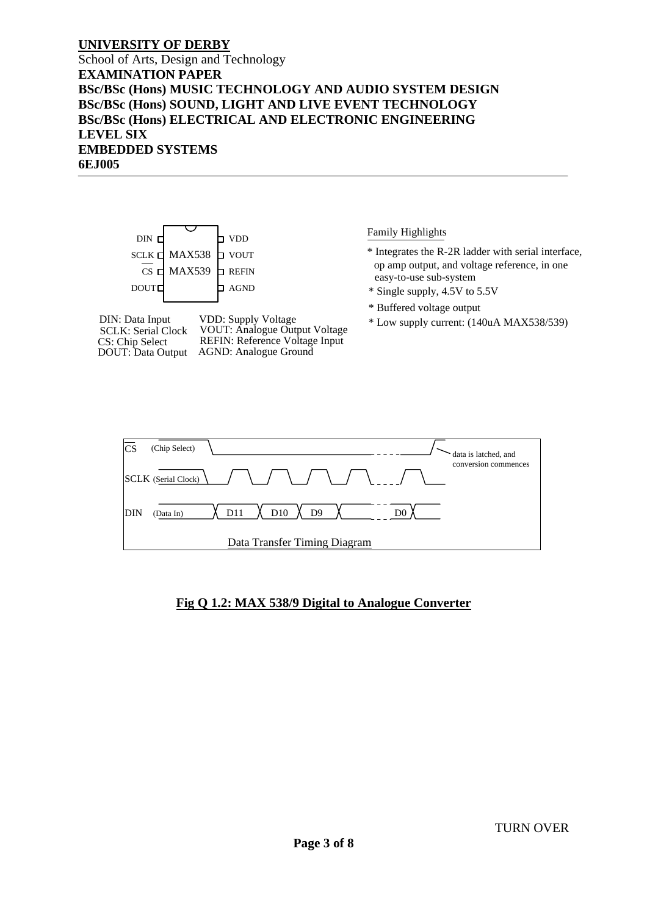**UNIVERSITY OF DERBY**
School of Arts, Design and Technology
**EXAMINATION PAPER**
**BSc/BSc (Hons) MUSIC TECHNOLOGY AND AUDIO SYSTEM DESIGN**
**BSc/BSc (Hons) SOUND, LIGHT AND LIVE EVENT TECHNOLOGY**
**BSc/BSc (Hons) ELECTRICAL AND ELECTRONIC ENGINEERING**
**LEVEL SIX**
**EMBEDDED SYSTEMS**
**6EJ005**

---

DIN | MAX538 MAX539 | VDD
SCLK | | VOUT
CS | | REFIN
DOUT | | AGND

DIN: Data Input
SCLK: Serial Clock
CS: Chip Select
DOUT: Data Output

VDD: Supply Voltage
VOUT: Analogue Output Voltage
REFIN: Reference Voltage Input
AGND: Analogue Ground

Family Highlights

* Integrates the R-2R ladder with serial interface, op amp output, and voltage reference, in one easy-to-use sub-system
* Single supply, 4.5V to 5.5V
* Buffered voltage output
* Low supply current: (140uA MAX538/539)

CS (Chip Select)

SCLK (Serial Clock)

DIN (Data In) D11 D10 D9 D0

data is latched, and conversion commences

Data Transfer Timing Diagram

**Fig Q 1.2: MAX 538/9 Digital to Analogue Converter**

TURN OVER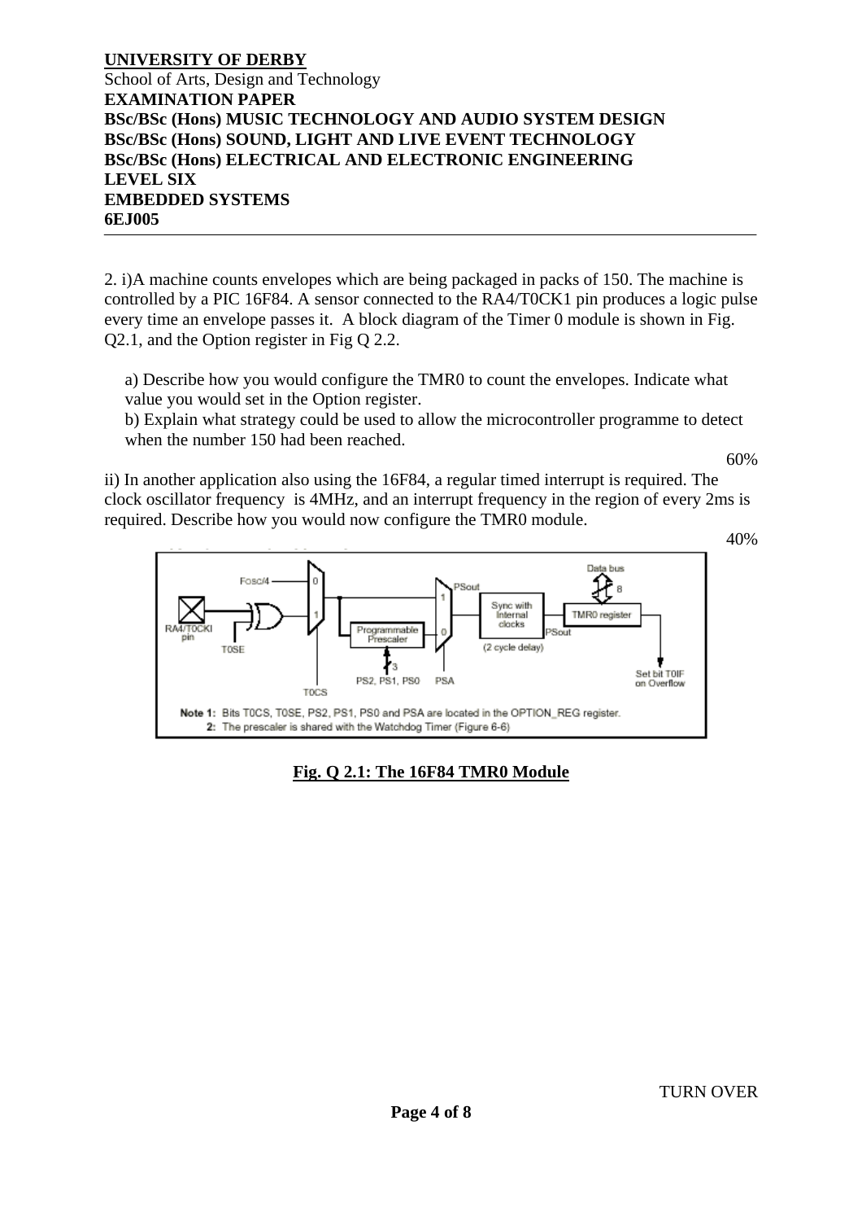**UNIVERSITY OF DERBY**
School of Arts, Design and Technology
**EXAMINATION PAPER**
**BSc/BSc (Hons) MUSIC TECHNOLOGY AND AUDIO SYSTEM DESIGN**
**BSc/BSc (Hons) SOUND, LIGHT AND LIVE EVENT TECHNOLOGY**
**BSc/BSc (Hons) ELECTRICAL AND ELECTRONIC ENGINEERING**
**LEVEL SIX**
**EMBEDDED SYSTEMS**
**6EJ005**

---

2. i)A machine counts envelopes which are being packaged in packs of 150. The machine is controlled by a PIC 16F84. A sensor connected to the RA4/T0CK1 pin produces a logic pulse every time an envelope passes it. A block diagram of the Timer 0 module is shown in Fig. Q2.1, and the Option register in Fig Q 2.2.

a) Describe how you would configure the TMR0 to count the envelopes. Indicate what value you would set in the Option register.

b) Explain what strategy could be used to allow the microcontroller programme to detect when the number 150 had been reached.

60%

ii) In another application also using the 16F84, a regular timed interrupt is required. The clock oscillator frequency is 4MHz, and an interrupt frequency in the region of every 2ms is required. Describe how you would now configure the TMR0 module.

40%

**Fig. Q 2.1: The 16F84 TMR0 Module**

TURN OVER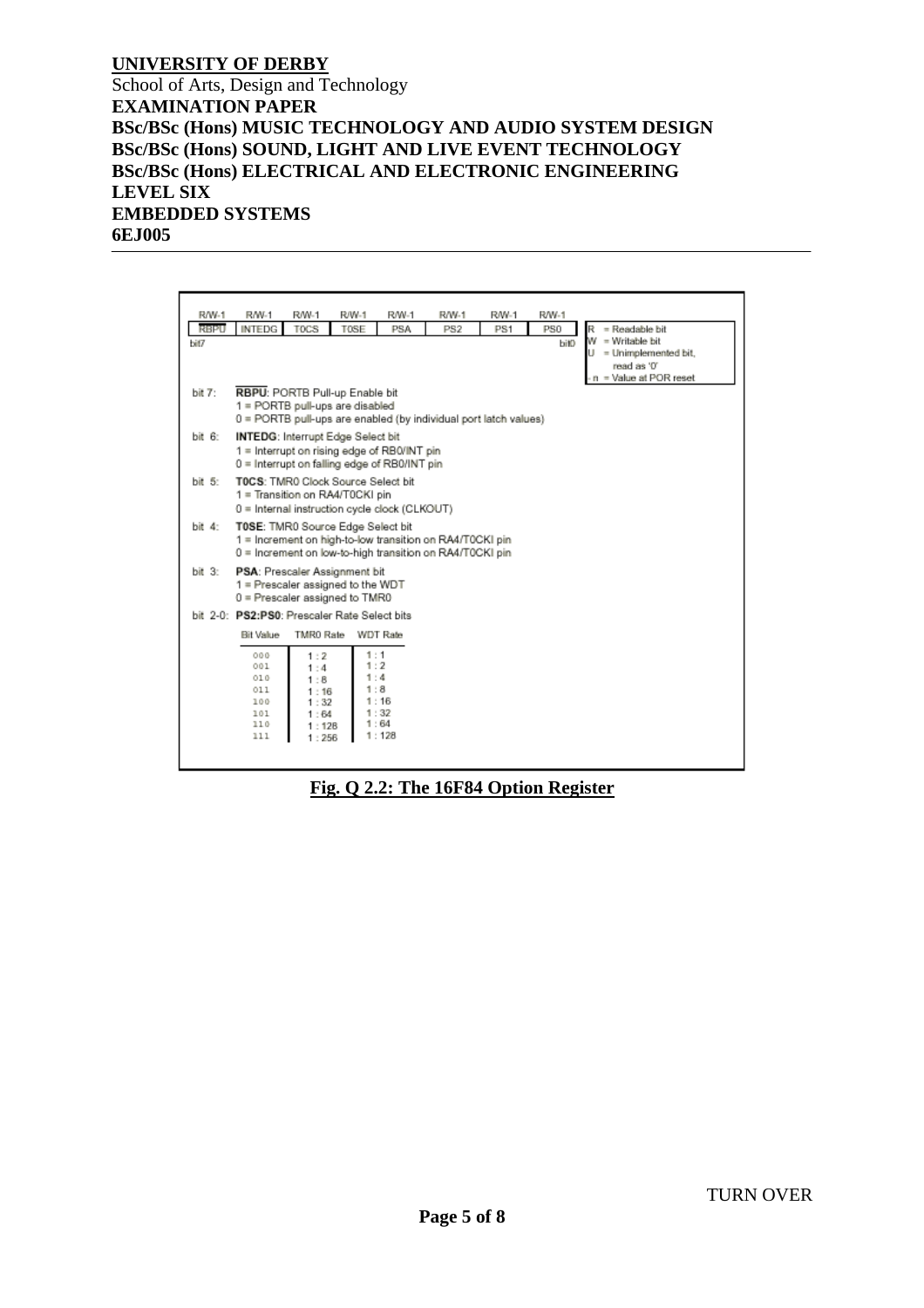**UNIVERSITY OF DERBY**
School of Arts, Design and Technology
**EXAMINATION PAPER**
**BSc/BSc (Hons) MUSIC TECHNOLOGY AND AUDIO SYSTEM DESIGN**
**BSc/BSc (Hons) SOUND, LIGHT AND LIVE EVENT TECHNOLOGY**
**BSc/BSc (Hons) ELECTRICAL AND ELECTRONIC ENGINEERING**
**LEVEL SIX**
**EMBEDDED SYSTEMS**
**6EJ005**

---

| | R/W-1 | R/W-1 | R/W-1 | R/W-1 | R/W-1 | R/W-1 | R/W-1 | R/W-1 |
|---|---|---|---|---|---|---|---|---|
| | $\overline{RBPU}$ | INTEDG | T0CS | T0SE | PSA | PS2 | PS1 | PS0 |
| | bit7 | | | | | | | bit0 |

R = Readable bit
W = Writable bit
U = Unimplemented bit, read as '0'
\- n = Value at POR reset

bit 7: **$\overline{RBPU}$**: PORTB Pull-up Enable bit
1 = PORTB pull-ups are disabled
0 = PORTB pull-ups are enabled (by individual port latch values)

bit 6: **INTEDG**: Interrupt Edge Select bit
1 = Interrupt on rising edge of RB0/INT pin
0 = Interrupt on falling edge of RB0/INT pin

bit 5: **T0CS**: TMR0 Clock Source Select bit
1 = Transition on RA4/T0CKI pin
0 = Internal instruction cycle clock (CLKOUT)

bit 4: **T0SE**: TMR0 Source Edge Select bit
1 = Increment on high-to-low transition on RA4/T0CKI pin
0 = Increment on low-to-high transition on RA4/T0CKI pin

bit 3: **PSA**: Prescaler Assignment bit
1 = Prescaler assigned to the WDT
0 = Prescaler assigned to TMR0

bit 2-0: **PS2:PS0**: Prescaler Rate Select bits

| Bit Value | TMR0 Rate | WDT Rate |
|---|---|---|
| 000 | 1 : 2 | 1 : 1 |
| 001 | 1 : 4 | 1 : 2 |
| 010 | 1 : 8 | 1 : 4 |
| 011 | 1 : 16 | 1 : 8 |
| 100 | 1 : 32 | 1 : 16 |
| 101 | 1 : 64 | 1 : 32 |
| 110 | 1 : 128 | 1 : 64 |
| 111 | 1 : 256 | 1 : 128 |

**Fig. Q 2.2: The 16F84 Option Register**

TURN OVER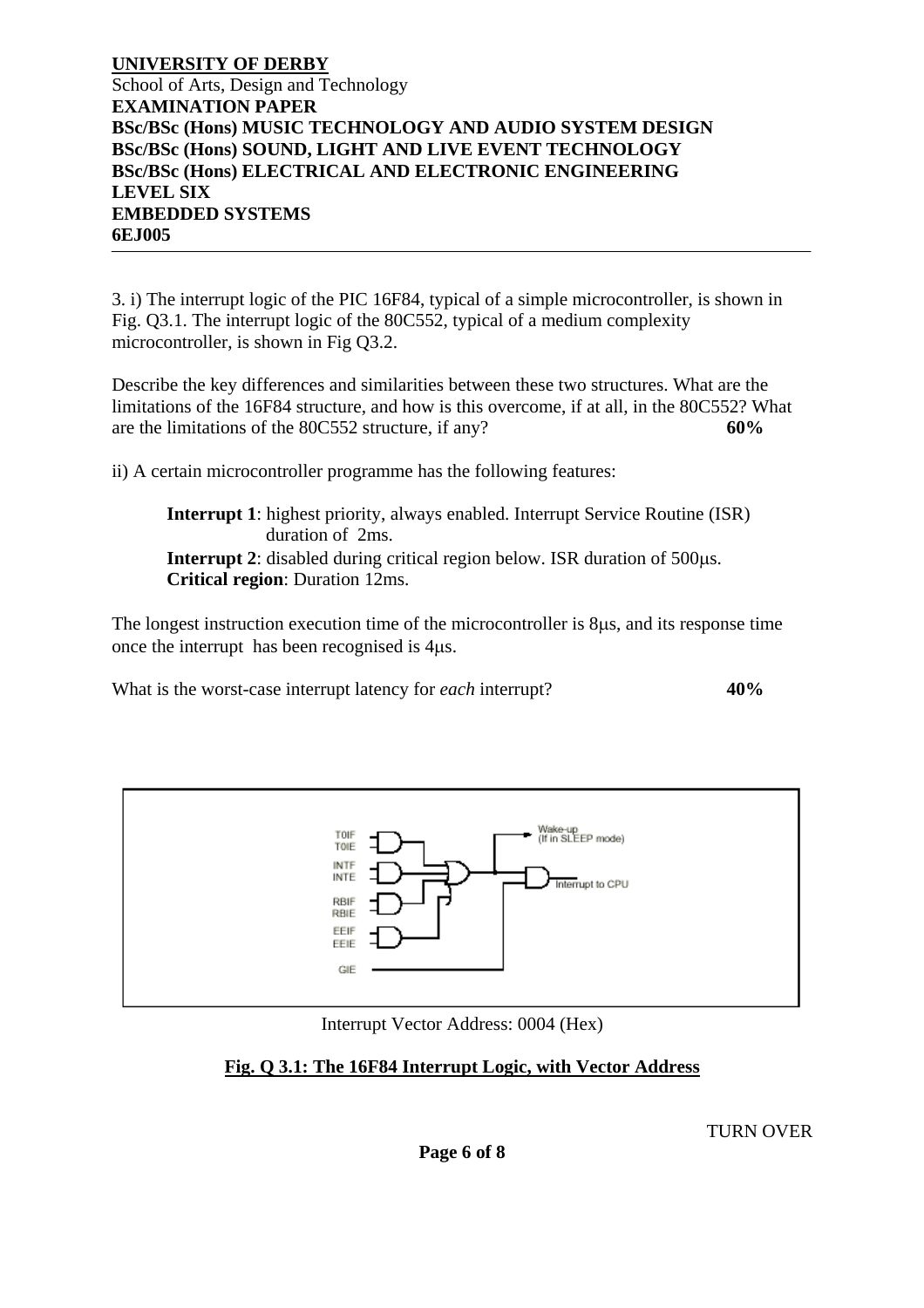**UNIVERSITY OF DERBY**
School of Arts, Design and Technology
**EXAMINATION PAPER**
**BSc/BSc (Hons) MUSIC TECHNOLOGY AND AUDIO SYSTEM DESIGN**
**BSc/BSc (Hons) SOUND, LIGHT AND LIVE EVENT TECHNOLOGY**
**BSc/BSc (Hons) ELECTRICAL AND ELECTRONIC ENGINEERING**
**LEVEL SIX**
**EMBEDDED SYSTEMS**
**6EJ005**

---

3. i) The interrupt logic of the PIC 16F84, typical of a simple microcontroller, is shown in Fig. Q3.1. The interrupt logic of the 80C552, typical of a medium complexity microcontroller, is shown in Fig Q3.2.

Describe the key differences and similarities between these two structures. What are the limitations of the 16F84 structure, and how is this overcome, if at all, in the 80C552? What are the limitations of the 80C552 structure, if any? **60%**

ii) A certain microcontroller programme has the following features:

> **Interrupt 1**: highest priority, always enabled. Interrupt Service Routine (ISR) duration of 2ms.
> **Interrupt 2**: disabled during critical region below. ISR duration of 500μs.
> **Critical region**: Duration 12ms.

The longest instruction execution time of the microcontroller is 8μs, and its response time once the interrupt has been recognised is 4μs.

What is the worst-case interrupt latency for *each* interrupt? **40%**

T0IF
T0IE
INTF
INTE
RBIF
RBIE
EEIF
EEIE
GIE

Wake-up (If in SLEEP mode)

Interrupt to CPU

Interrupt Vector Address: 0004 (Hex)

**Fig. Q 3.1: The 16F84 Interrupt Logic, with Vector Address**

TURN OVER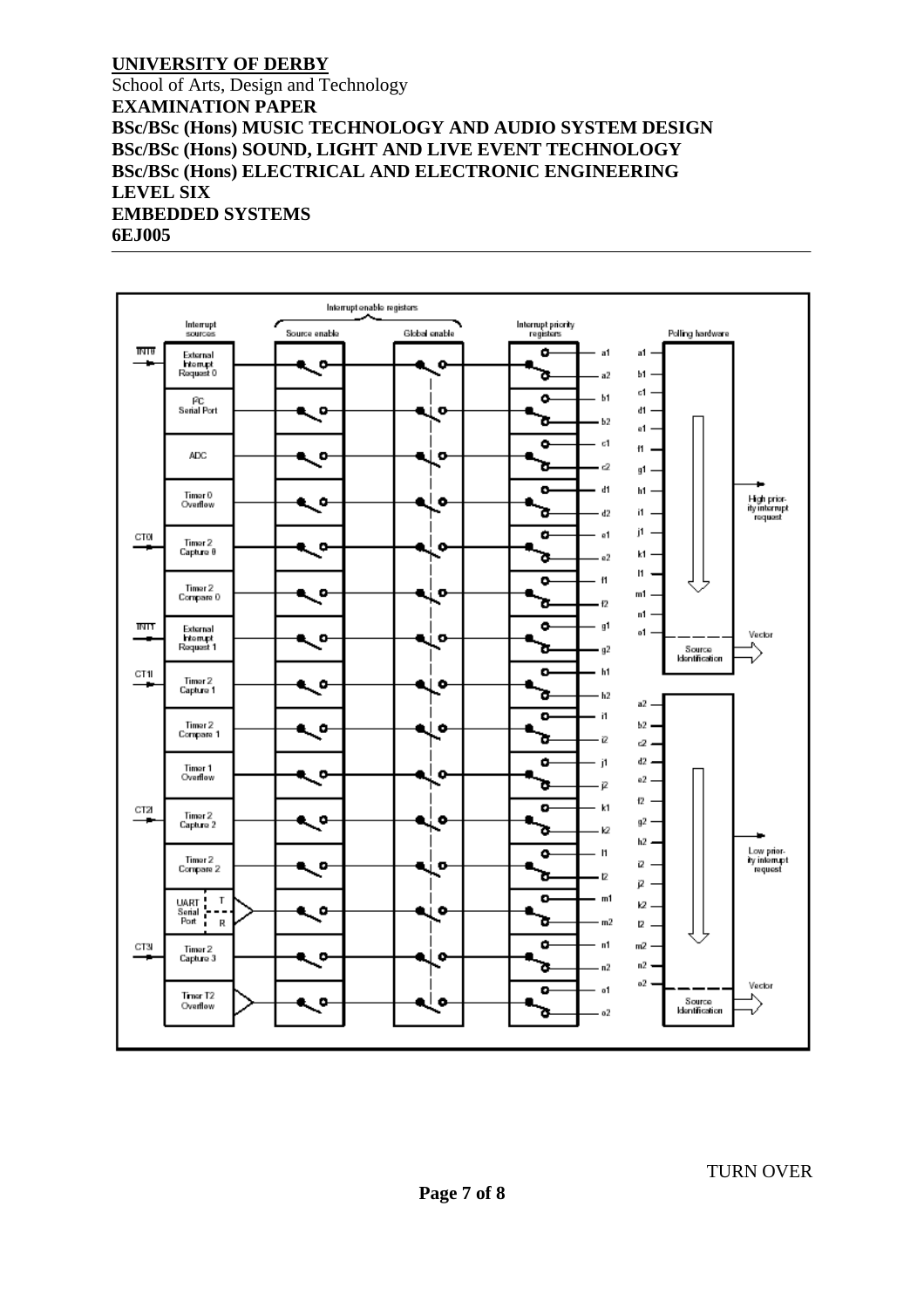Interrupt enable registers

| Interrupt sources | Source enable | Global enable | Interrupt priority registers |
|---|---|---|---|
| $\overline{INT0}$ – External Interrupt Request 0 | | | a1 / a2 |
| I²C Serial Port | | | b1 / b2 |
| ADC | | | c1 / c2 |
| Timer 0 Overflow | | | d1 / d2 |
| CT0I – Timer 2 Capture 0 | | | e1 / e2 |
| Timer 2 Compare 0 | | | f1 / f2 |
| $\overline{INT1}$ – External Interrupt Request 1 | | | g1 / g2 |
| CT1I – Timer 2 Capture 1 | | | h1 / h2 |
| Timer 2 Compare 1 | | | i1 / i2 |
| Timer 1 Overflow | | | j1 / j2 |
| CT2I – Timer 2 Capture 2 | | | k1 / k2 |
| Timer 2 Compare 2 | | | l1 / l2 |
| UART Serial Port (T / R) | | | m1 / m2 |
| CT3I – Timer 2 Capture 3 | | | n1 / n2 |
| Timer T2 Overflow | | | o1 / o2 |

Polling hardware

a1, b1, c1, d1, e1, f1, g1, h1, i1, j1, k1, l1, m1, n1, o1 → High priority interrupt request; Source Identification → Vector

a2, b2, c2, d2, e2, f2, g2, h2, i2, j2, k2, l2, m2, n2, o2 → Low priority interrupt request; Source Identification → Vector

TURN OVER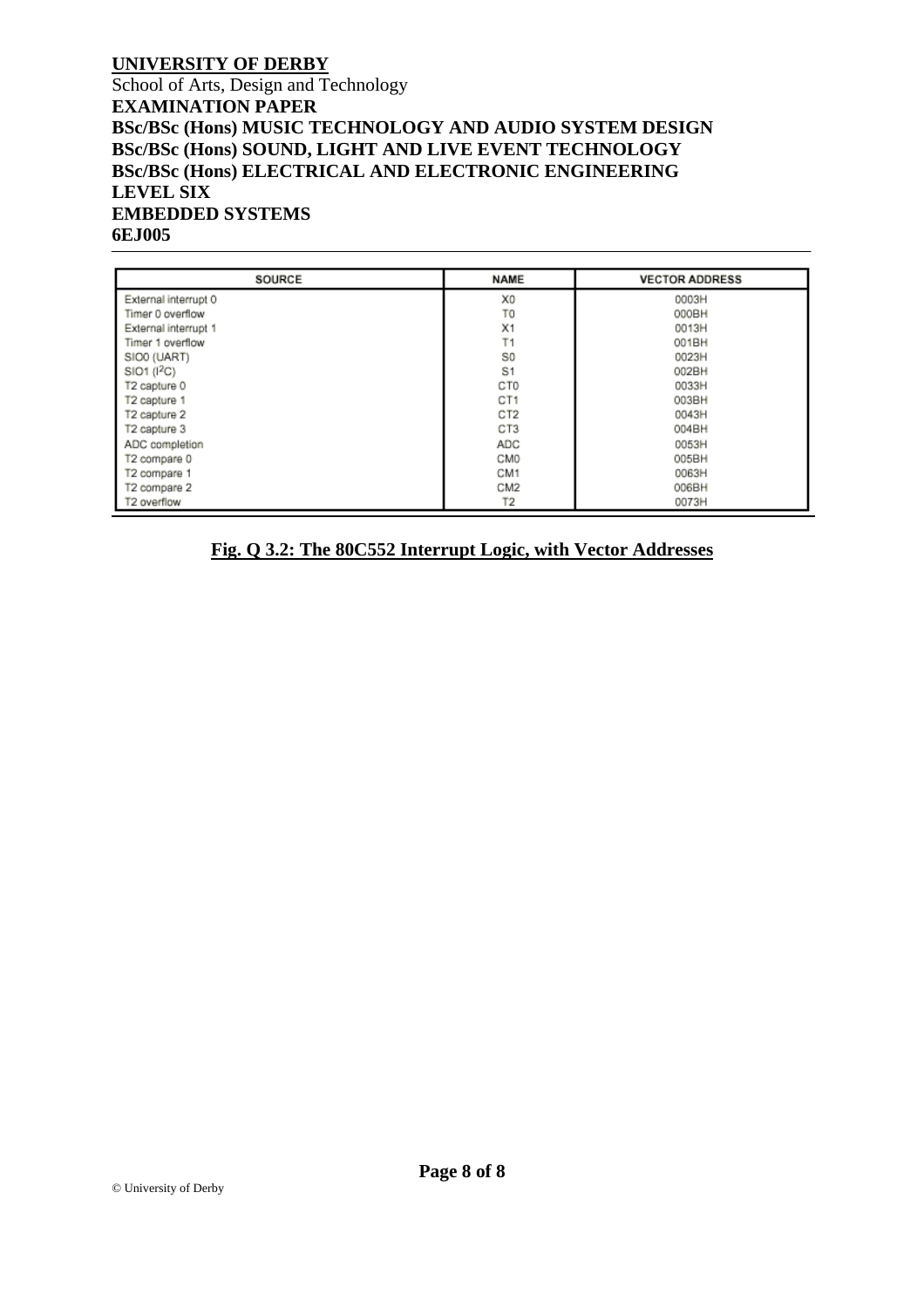| SOURCE | NAME | VECTOR ADDRESS |
| --- | --- | --- |
| External interrupt 0 | X0 | 0003H |
| Timer 0 overflow | T0 | 000BH |
| External interrupt 1 | X1 | 0013H |
| Timer 1 overflow | T1 | 001BH |
| SIO0 (UART) | S0 | 0023H |
| SIO1 ($I^2C$) | S1 | 002BH |
| T2 capture 0 | CT0 | 0033H |
| T2 capture 1 | CT1 | 003BH |
| T2 capture 2 | CT2 | 0043H |
| T2 capture 3 | CT3 | 004BH |
| ADC completion | ADC | 0053H |
| T2 compare 0 | CM0 | 005BH |
| T2 compare 1 | CM1 | 0063H |
| T2 compare 2 | CM2 | 006BH |
| T2 overflow | T2 | 0073H |

**Fig. Q 3.2: The 80C552 Interrupt Logic, with Vector Addresses**